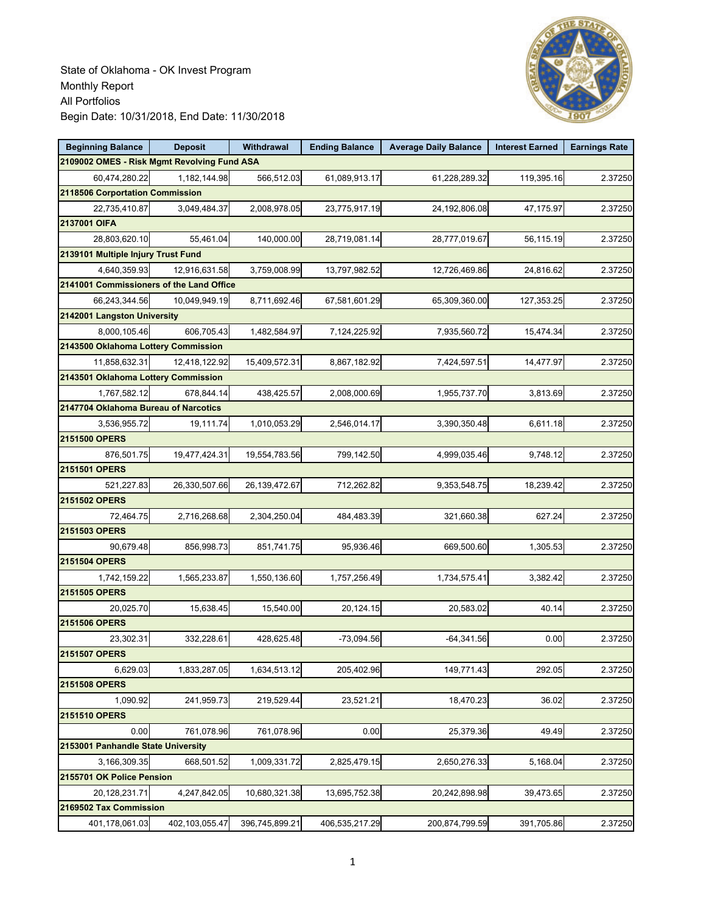State of Oklahoma - OK Invest Program
Monthly Report
All Portfolios
Begin Date: 10/31/2018, End Date: 11/30/2018

| Beginning Balance | Deposit | Withdrawal | Ending Balance | Average Daily Balance | Interest Earned | Earnings Rate |
|---|---|---|---|---|---|---|
| **2109002 OMES - Risk Mgmt Revolving Fund ASA** | | | | | | |
| 60,474,280.22 | 1,182,144.98 | 566,512.03 | 61,089,913.17 | 61,228,289.32 | 119,395.16 | 2.37250 |
| **2118506 Corportation Commission** | | | | | | |
| 22,735,410.87 | 3,049,484.37 | 2,008,978.05 | 23,775,917.19 | 24,192,806.08 | 47,175.97 | 2.37250 |
| **2137001 OIFA** | | | | | | |
| 28,803,620.10 | 55,461.04 | 140,000.00 | 28,719,081.14 | 28,777,019.67 | 56,115.19 | 2.37250 |
| **2139101 Multiple Injury Trust Fund** | | | | | | |
| 4,640,359.93 | 12,916,631.58 | 3,759,008.99 | 13,797,982.52 | 12,726,469.86 | 24,816.62 | 2.37250 |
| **2141001 Commissioners of the Land Office** | | | | | | |
| 66,243,344.56 | 10,049,949.19 | 8,711,692.46 | 67,581,601.29 | 65,309,360.00 | 127,353.25 | 2.37250 |
| **2142001 Langston University** | | | | | | |
| 8,000,105.46 | 606,705.43 | 1,482,584.97 | 7,124,225.92 | 7,935,560.72 | 15,474.34 | 2.37250 |
| **2143500 Oklahoma Lottery Commission** | | | | | | |
| 11,858,632.31 | 12,418,122.92 | 15,409,572.31 | 8,867,182.92 | 7,424,597.51 | 14,477.97 | 2.37250 |
| **2143501 Oklahoma Lottery Commission** | | | | | | |
| 1,767,582.12 | 678,844.14 | 438,425.57 | 2,008,000.69 | 1,955,737.70 | 3,813.69 | 2.37250 |
| **2147704 Oklahoma Bureau of Narcotics** | | | | | | |
| 3,536,955.72 | 19,111.74 | 1,010,053.29 | 2,546,014.17 | 3,390,350.48 | 6,611.18 | 2.37250 |
| **2151500 OPERS** | | | | | | |
| 876,501.75 | 19,477,424.31 | 19,554,783.56 | 799,142.50 | 4,999,035.46 | 9,748.12 | 2.37250 |
| **2151501 OPERS** | | | | | | |
| 521,227.83 | 26,330,507.66 | 26,139,472.67 | 712,262.82 | 9,353,548.75 | 18,239.42 | 2.37250 |
| **2151502 OPERS** | | | | | | |
| 72,464.75 | 2,716,268.68 | 2,304,250.04 | 484,483.39 | 321,660.38 | 627.24 | 2.37250 |
| **2151503 OPERS** | | | | | | |
| 90,679.48 | 856,998.73 | 851,741.75 | 95,936.46 | 669,500.60 | 1,305.53 | 2.37250 |
| **2151504 OPERS** | | | | | | |
| 1,742,159.22 | 1,565,233.87 | 1,550,136.60 | 1,757,256.49 | 1,734,575.41 | 3,382.42 | 2.37250 |
| **2151505 OPERS** | | | | | | |
| 20,025.70 | 15,638.45 | 15,540.00 | 20,124.15 | 20,583.02 | 40.14 | 2.37250 |
| **2151506 OPERS** | | | | | | |
| 23,302.31 | 332,228.61 | 428,625.48 | -73,094.56 | -64,341.56 | 0.00 | 2.37250 |
| **2151507 OPERS** | | | | | | |
| 6,629.03 | 1,833,287.05 | 1,634,513.12 | 205,402.96 | 149,771.43 | 292.05 | 2.37250 |
| **2151508 OPERS** | | | | | | |
| 1,090.92 | 241,959.73 | 219,529.44 | 23,521.21 | 18,470.23 | 36.02 | 2.37250 |
| **2151510 OPERS** | | | | | | |
| 0.00 | 761,078.96 | 761,078.96 | 0.00 | 25,379.36 | 49.49 | 2.37250 |
| **2153001 Panhandle State University** | | | | | | |
| 3,166,309.35 | 668,501.52 | 1,009,331.72 | 2,825,479.15 | 2,650,276.33 | 5,168.04 | 2.37250 |
| **2155701 OK Police Pension** | | | | | | |
| 20,128,231.71 | 4,247,842.05 | 10,680,321.38 | 13,695,752.38 | 20,242,898.98 | 39,473.65 | 2.37250 |
| **2169502 Tax Commission** | | | | | | |
| 401,178,061.03 | 402,103,055.47 | 396,745,899.21 | 406,535,217.29 | 200,874,799.59 | 391,705.86 | 2.37250 |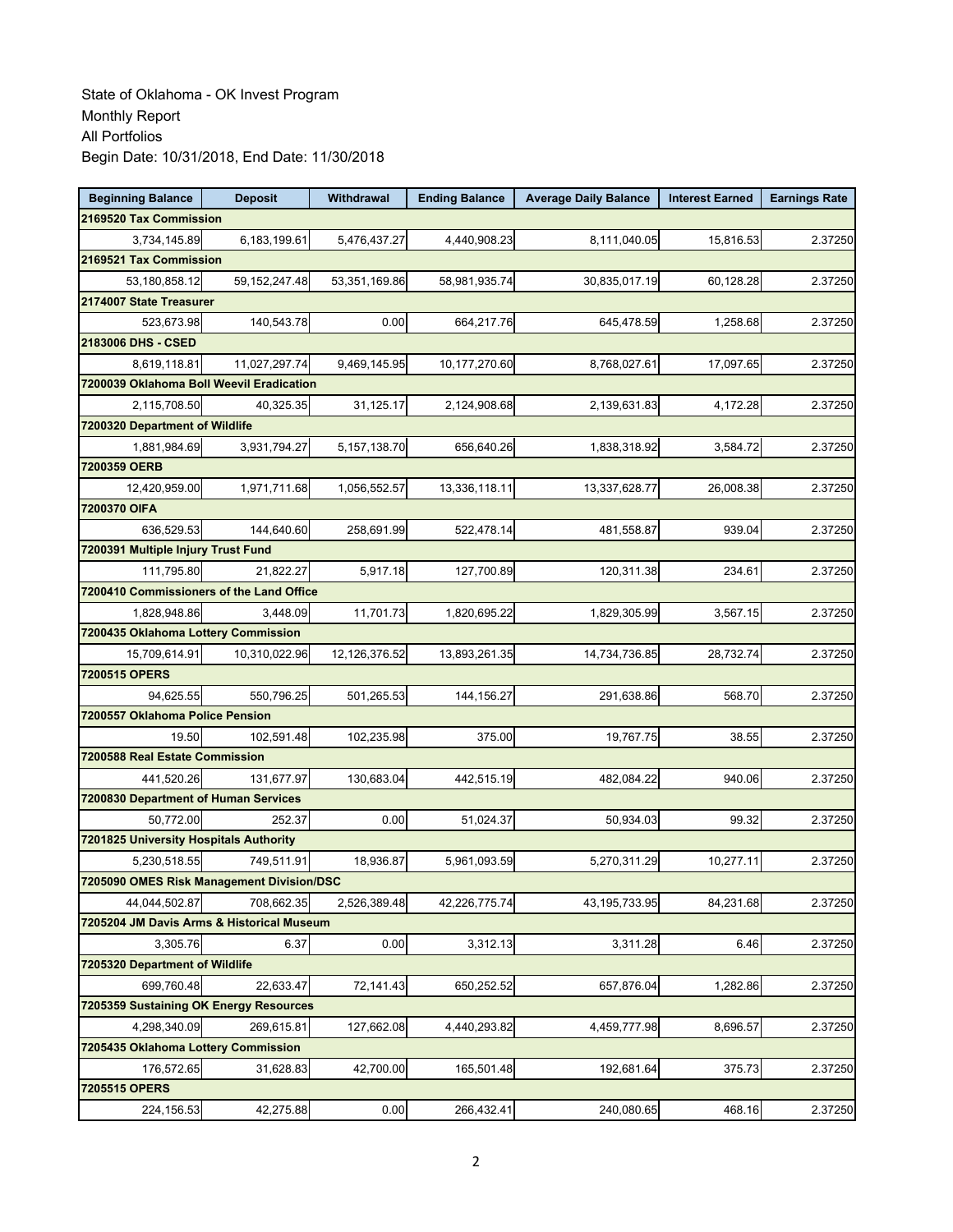State of Oklahoma - OK Invest Program
Monthly Report
All Portfolios
Begin Date: 10/31/2018, End Date: 11/30/2018

| Beginning Balance | Deposit | Withdrawal | Ending Balance | Average Daily Balance | Interest Earned | Earnings Rate |
|---|---|---|---|---|---|---|
| **2169520 Tax Commission** | | | | | | |
| 3,734,145.89 | 6,183,199.61 | 5,476,437.27 | 4,440,908.23 | 8,111,040.05 | 15,816.53 | 2.37250 |
| **2169521 Tax Commission** | | | | | | |
| 53,180,858.12 | 59,152,247.48 | 53,351,169.86 | 58,981,935.74 | 30,835,017.19 | 60,128.28 | 2.37250 |
| **2174007 State Treasurer** | | | | | | |
| 523,673.98 | 140,543.78 | 0.00 | 664,217.76 | 645,478.59 | 1,258.68 | 2.37250 |
| **2183006 DHS - CSED** | | | | | | |
| 8,619,118.81 | 11,027,297.74 | 9,469,145.95 | 10,177,270.60 | 8,768,027.61 | 17,097.65 | 2.37250 |
| **7200039 Oklahoma Boll Weevil Eradication** | | | | | | |
| 2,115,708.50 | 40,325.35 | 31,125.17 | 2,124,908.68 | 2,139,631.83 | 4,172.28 | 2.37250 |
| **7200320 Department of Wildlife** | | | | | | |
| 1,881,984.69 | 3,931,794.27 | 5,157,138.70 | 656,640.26 | 1,838,318.92 | 3,584.72 | 2.37250 |
| **7200359 OERB** | | | | | | |
| 12,420,959.00 | 1,971,711.68 | 1,056,552.57 | 13,336,118.11 | 13,337,628.77 | 26,008.38 | 2.37250 |
| **7200370 OIFA** | | | | | | |
| 636,529.53 | 144,640.60 | 258,691.99 | 522,478.14 | 481,558.87 | 939.04 | 2.37250 |
| **7200391 Multiple Injury Trust Fund** | | | | | | |
| 111,795.80 | 21,822.27 | 5,917.18 | 127,700.89 | 120,311.38 | 234.61 | 2.37250 |
| **7200410 Commissioners of the Land Office** | | | | | | |
| 1,828,948.86 | 3,448.09 | 11,701.73 | 1,820,695.22 | 1,829,305.99 | 3,567.15 | 2.37250 |
| **7200435 Oklahoma Lottery Commission** | | | | | | |
| 15,709,614.91 | 10,310,022.96 | 12,126,376.52 | 13,893,261.35 | 14,734,736.85 | 28,732.74 | 2.37250 |
| **7200515 OPERS** | | | | | | |
| 94,625.55 | 550,796.25 | 501,265.53 | 144,156.27 | 291,638.86 | 568.70 | 2.37250 |
| **7200557 Oklahoma Police Pension** | | | | | | |
| 19.50 | 102,591.48 | 102,235.98 | 375.00 | 19,767.75 | 38.55 | 2.37250 |
| **7200588 Real Estate Commission** | | | | | | |
| 441,520.26 | 131,677.97 | 130,683.04 | 442,515.19 | 482,084.22 | 940.06 | 2.37250 |
| **7200830 Department of Human Services** | | | | | | |
| 50,772.00 | 252.37 | 0.00 | 51,024.37 | 50,934.03 | 99.32 | 2.37250 |
| **7201825 University Hospitals Authority** | | | | | | |
| 5,230,518.55 | 749,511.91 | 18,936.87 | 5,961,093.59 | 5,270,311.29 | 10,277.11 | 2.37250 |
| **7205090 OMES Risk Management Division/DSC** | | | | | | |
| 44,044,502.87 | 708,662.35 | 2,526,389.48 | 42,226,775.74 | 43,195,733.95 | 84,231.68 | 2.37250 |
| **7205204 JM Davis Arms & Historical Museum** | | | | | | |
| 3,305.76 | 6.37 | 0.00 | 3,312.13 | 3,311.28 | 6.46 | 2.37250 |
| **7205320 Department of Wildlife** | | | | | | |
| 699,760.48 | 22,633.47 | 72,141.43 | 650,252.52 | 657,876.04 | 1,282.86 | 2.37250 |
| **7205359 Sustaining OK Energy Resources** | | | | | | |
| 4,298,340.09 | 269,615.81 | 127,662.08 | 4,440,293.82 | 4,459,777.98 | 8,696.57 | 2.37250 |
| **7205435 Oklahoma Lottery Commission** | | | | | | |
| 176,572.65 | 31,628.83 | 42,700.00 | 165,501.48 | 192,681.64 | 375.73 | 2.37250 |
| **7205515 OPERS** | | | | | | |
| 224,156.53 | 42,275.88 | 0.00 | 266,432.41 | 240,080.65 | 468.16 | 2.37250 |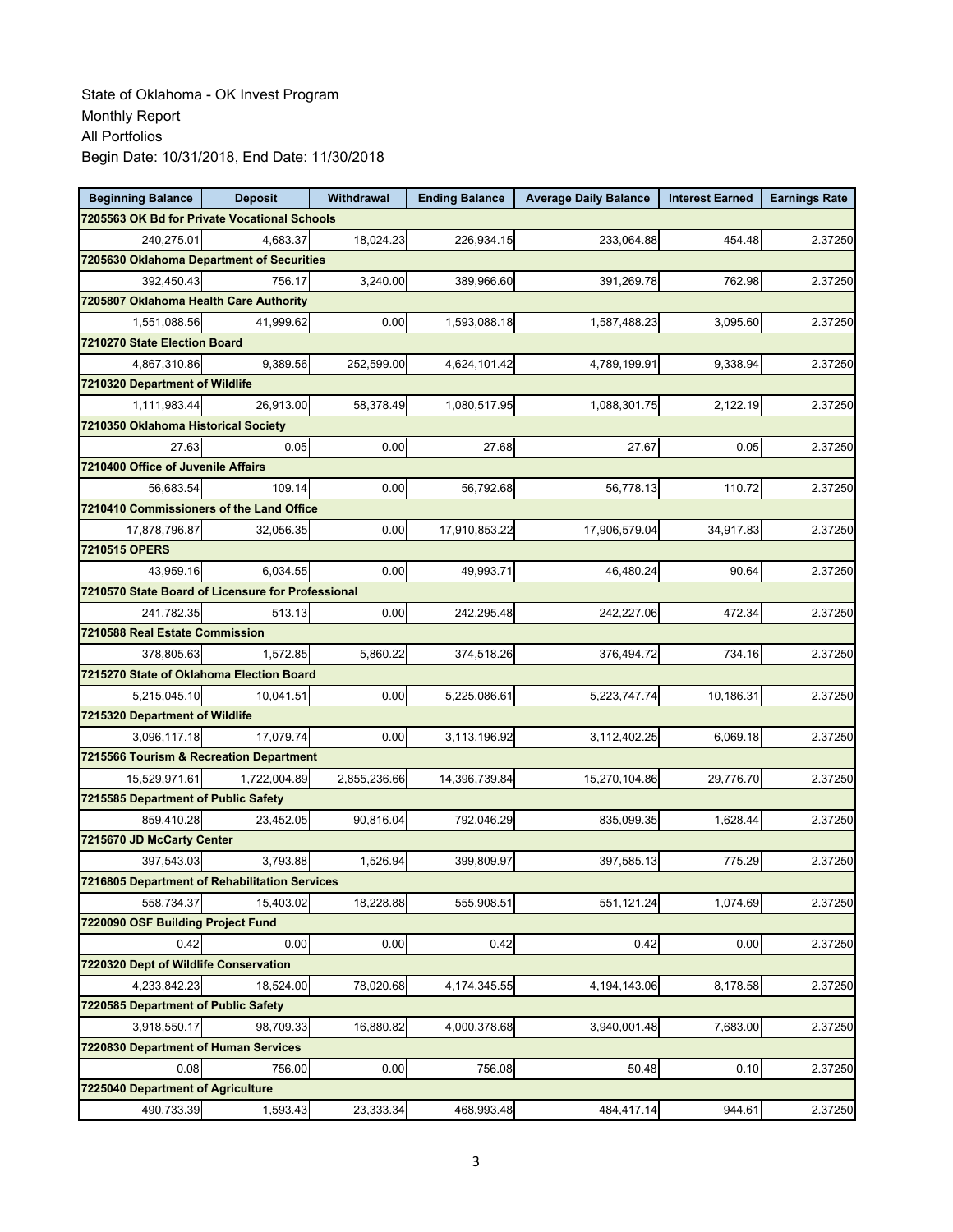State of Oklahoma - OK Invest Program
Monthly Report
All Portfolios
Begin Date: 10/31/2018, End Date: 11/30/2018

| Beginning Balance | Deposit | Withdrawal | Ending Balance | Average Daily Balance | Interest Earned | Earnings Rate |
|---|---|---|---|---|---|---|
| **7205563 OK Bd for Private Vocational Schools** | | | | | | |
| 240,275.01 | 4,683.37 | 18,024.23 | 226,934.15 | 233,064.88 | 454.48 | 2.37250 |
| **7205630 Oklahoma Department of Securities** | | | | | | |
| 392,450.43 | 756.17 | 3,240.00 | 389,966.60 | 391,269.78 | 762.98 | 2.37250 |
| **7205807 Oklahoma Health Care Authority** | | | | | | |
| 1,551,088.56 | 41,999.62 | 0.00 | 1,593,088.18 | 1,587,488.23 | 3,095.60 | 2.37250 |
| **7210270 State Election Board** | | | | | | |
| 4,867,310.86 | 9,389.56 | 252,599.00 | 4,624,101.42 | 4,789,199.91 | 9,338.94 | 2.37250 |
| **7210320 Department of Wildlife** | | | | | | |
| 1,111,983.44 | 26,913.00 | 58,378.49 | 1,080,517.95 | 1,088,301.75 | 2,122.19 | 2.37250 |
| **7210350 Oklahoma Historical Society** | | | | | | |
| 27.63 | 0.05 | 0.00 | 27.68 | 27.67 | 0.05 | 2.37250 |
| **7210400 Office of Juvenile Affairs** | | | | | | |
| 56,683.54 | 109.14 | 0.00 | 56,792.68 | 56,778.13 | 110.72 | 2.37250 |
| **7210410 Commissioners of the Land Office** | | | | | | |
| 17,878,796.87 | 32,056.35 | 0.00 | 17,910,853.22 | 17,906,579.04 | 34,917.83 | 2.37250 |
| **7210515 OPERS** | | | | | | |
| 43,959.16 | 6,034.55 | 0.00 | 49,993.71 | 46,480.24 | 90.64 | 2.37250 |
| **7210570 State Board of Licensure for Professional** | | | | | | |
| 241,782.35 | 513.13 | 0.00 | 242,295.48 | 242,227.06 | 472.34 | 2.37250 |
| **7210588 Real Estate Commission** | | | | | | |
| 378,805.63 | 1,572.85 | 5,860.22 | 374,518.26 | 376,494.72 | 734.16 | 2.37250 |
| **7215270 State of Oklahoma Election Board** | | | | | | |
| 5,215,045.10 | 10,041.51 | 0.00 | 5,225,086.61 | 5,223,747.74 | 10,186.31 | 2.37250 |
| **7215320 Department of Wildlife** | | | | | | |
| 3,096,117.18 | 17,079.74 | 0.00 | 3,113,196.92 | 3,112,402.25 | 6,069.18 | 2.37250 |
| **7215566 Tourism & Recreation Department** | | | | | | |
| 15,529,971.61 | 1,722,004.89 | 2,855,236.66 | 14,396,739.84 | 15,270,104.86 | 29,776.70 | 2.37250 |
| **7215585 Department of Public Safety** | | | | | | |
| 859,410.28 | 23,452.05 | 90,816.04 | 792,046.29 | 835,099.35 | 1,628.44 | 2.37250 |
| **7215670 JD McCarty Center** | | | | | | |
| 397,543.03 | 3,793.88 | 1,526.94 | 399,809.97 | 397,585.13 | 775.29 | 2.37250 |
| **7216805 Department of Rehabilitation Services** | | | | | | |
| 558,734.37 | 15,403.02 | 18,228.88 | 555,908.51 | 551,121.24 | 1,074.69 | 2.37250 |
| **7220090 OSF Building Project Fund** | | | | | | |
| 0.42 | 0.00 | 0.00 | 0.42 | 0.42 | 0.00 | 2.37250 |
| **7220320 Dept of Wildlife Conservation** | | | | | | |
| 4,233,842.23 | 18,524.00 | 78,020.68 | 4,174,345.55 | 4,194,143.06 | 8,178.58 | 2.37250 |
| **7220585 Department of Public Safety** | | | | | | |
| 3,918,550.17 | 98,709.33 | 16,880.82 | 4,000,378.68 | 3,940,001.48 | 7,683.00 | 2.37250 |
| **7220830 Department of Human Services** | | | | | | |
| 0.08 | 756.00 | 0.00 | 756.08 | 50.48 | 0.10 | 2.37250 |
| **7225040 Department of Agriculture** | | | | | | |
| 490,733.39 | 1,593.43 | 23,333.34 | 468,993.48 | 484,417.14 | 944.61 | 2.37250 |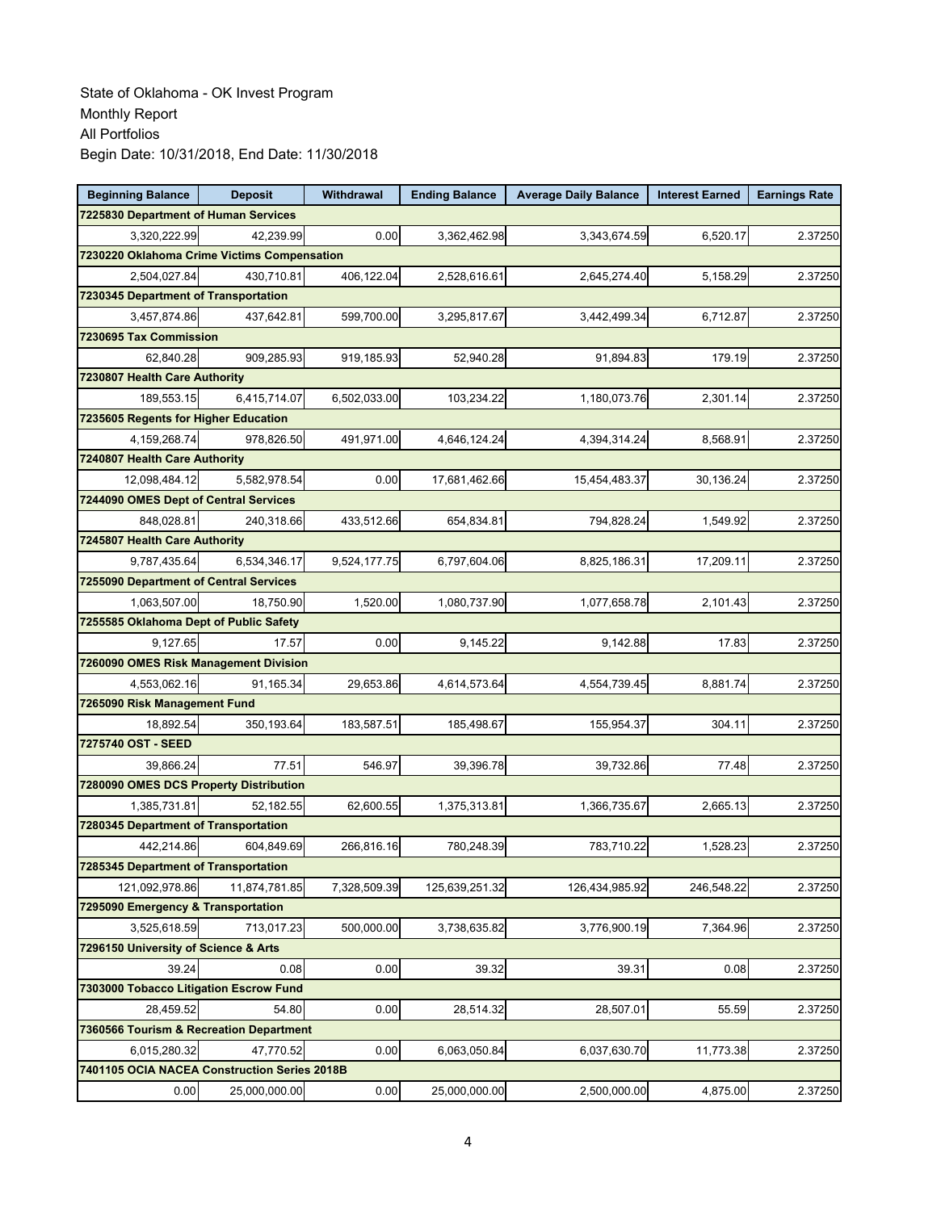State of Oklahoma - OK Invest Program
Monthly Report
All Portfolios
Begin Date: 10/31/2018, End Date: 11/30/2018

| Beginning Balance | Deposit | Withdrawal | Ending Balance | Average Daily Balance | Interest Earned | Earnings Rate |
|---|---|---|---|---|---|---|
| **7225830 Department of Human Services** | | | | | | |
| 3,320,222.99 | 42,239.99 | 0.00 | 3,362,462.98 | 3,343,674.59 | 6,520.17 | 2.37250 |
| **7230220 Oklahoma Crime Victims Compensation** | | | | | | |
| 2,504,027.84 | 430,710.81 | 406,122.04 | 2,528,616.61 | 2,645,274.40 | 5,158.29 | 2.37250 |
| **7230345 Department of Transportation** | | | | | | |
| 3,457,874.86 | 437,642.81 | 599,700.00 | 3,295,817.67 | 3,442,499.34 | 6,712.87 | 2.37250 |
| **7230695 Tax Commission** | | | | | | |
| 62,840.28 | 909,285.93 | 919,185.93 | 52,940.28 | 91,894.83 | 179.19 | 2.37250 |
| **7230807 Health Care Authority** | | | | | | |
| 189,553.15 | 6,415,714.07 | 6,502,033.00 | 103,234.22 | 1,180,073.76 | 2,301.14 | 2.37250 |
| **7235605 Regents for Higher Education** | | | | | | |
| 4,159,268.74 | 978,826.50 | 491,971.00 | 4,646,124.24 | 4,394,314.24 | 8,568.91 | 2.37250 |
| **7240807 Health Care Authority** | | | | | | |
| 12,098,484.12 | 5,582,978.54 | 0.00 | 17,681,462.66 | 15,454,483.37 | 30,136.24 | 2.37250 |
| **7244090 OMES Dept of Central Services** | | | | | | |
| 848,028.81 | 240,318.66 | 433,512.66 | 654,834.81 | 794,828.24 | 1,549.92 | 2.37250 |
| **7245807 Health Care Authority** | | | | | | |
| 9,787,435.64 | 6,534,346.17 | 9,524,177.75 | 6,797,604.06 | 8,825,186.31 | 17,209.11 | 2.37250 |
| **7255090 Department of Central Services** | | | | | | |
| 1,063,507.00 | 18,750.90 | 1,520.00 | 1,080,737.90 | 1,077,658.78 | 2,101.43 | 2.37250 |
| **7255585 Oklahoma Dept of Public Safety** | | | | | | |
| 9,127.65 | 17.57 | 0.00 | 9,145.22 | 9,142.88 | 17.83 | 2.37250 |
| **7260090 OMES Risk Management Division** | | | | | | |
| 4,553,062.16 | 91,165.34 | 29,653.86 | 4,614,573.64 | 4,554,739.45 | 8,881.74 | 2.37250 |
| **7265090 Risk Management Fund** | | | | | | |
| 18,892.54 | 350,193.64 | 183,587.51 | 185,498.67 | 155,954.37 | 304.11 | 2.37250 |
| **7275740 OST - SEED** | | | | | | |
| 39,866.24 | 77.51 | 546.97 | 39,396.78 | 39,732.86 | 77.48 | 2.37250 |
| **7280090 OMES DCS Property Distribution** | | | | | | |
| 1,385,731.81 | 52,182.55 | 62,600.55 | 1,375,313.81 | 1,366,735.67 | 2,665.13 | 2.37250 |
| **7280345 Department of Transportation** | | | | | | |
| 442,214.86 | 604,849.69 | 266,816.16 | 780,248.39 | 783,710.22 | 1,528.23 | 2.37250 |
| **7285345 Department of Transportation** | | | | | | |
| 121,092,978.86 | 11,874,781.85 | 7,328,509.39 | 125,639,251.32 | 126,434,985.92 | 246,548.22 | 2.37250 |
| **7295090 Emergency & Transportation** | | | | | | |
| 3,525,618.59 | 713,017.23 | 500,000.00 | 3,738,635.82 | 3,776,900.19 | 7,364.96 | 2.37250 |
| **7296150 University of Science & Arts** | | | | | | |
| 39.24 | 0.08 | 0.00 | 39.32 | 39.31 | 0.08 | 2.37250 |
| **7303000 Tobacco Litigation Escrow Fund** | | | | | | |
| 28,459.52 | 54.80 | 0.00 | 28,514.32 | 28,507.01 | 55.59 | 2.37250 |
| **7360566 Tourism & Recreation Department** | | | | | | |
| 6,015,280.32 | 47,770.52 | 0.00 | 6,063,050.84 | 6,037,630.70 | 11,773.38 | 2.37250 |
| **7401105 OCIA NACEA Construction Series 2018B** | | | | | | |
| 0.00 | 25,000,000.00 | 0.00 | 25,000,000.00 | 2,500,000.00 | 4,875.00 | 2.37250 |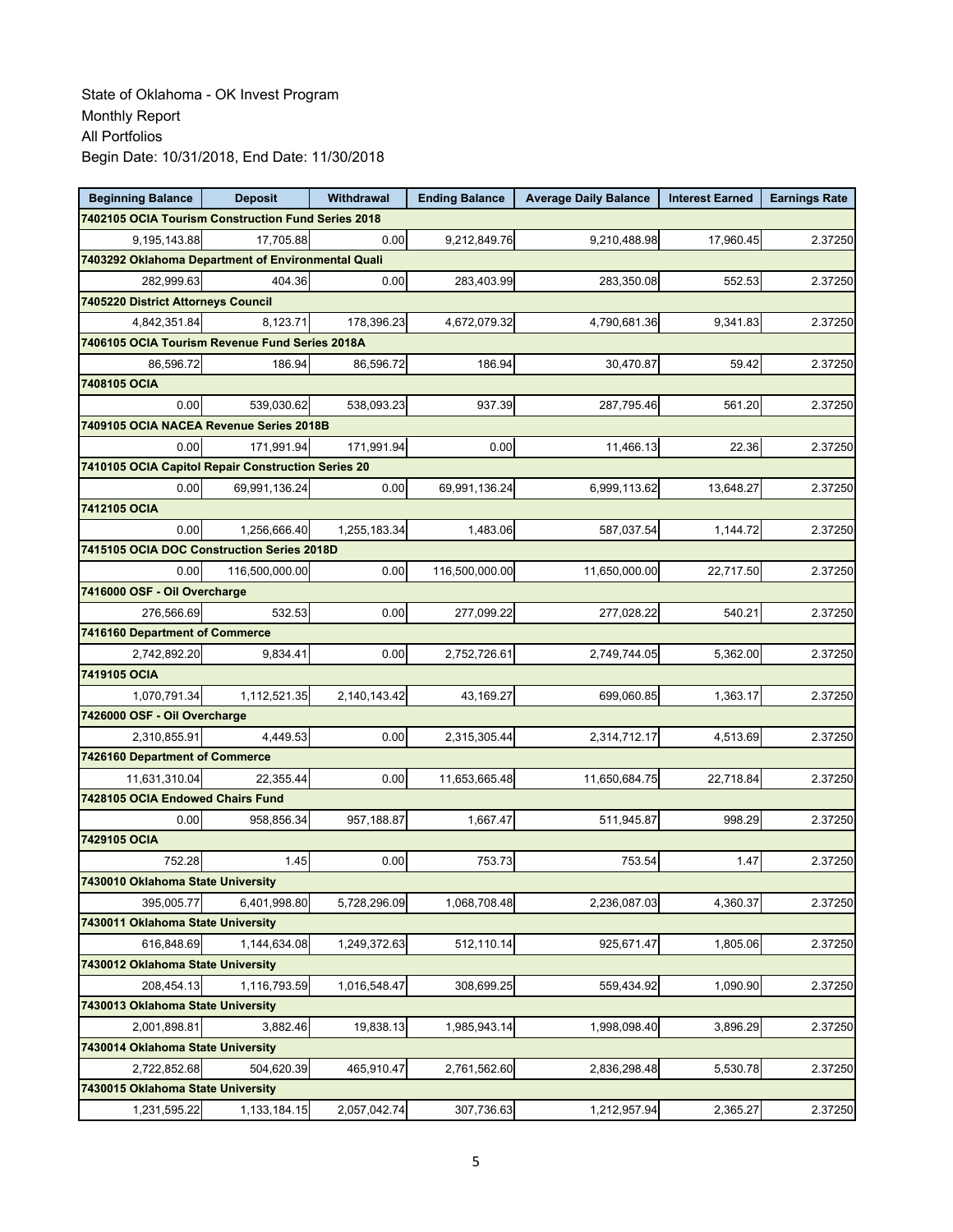State of Oklahoma - OK Invest Program
Monthly Report
All Portfolios
Begin Date: 10/31/2018, End Date: 11/30/2018

| Beginning Balance | Deposit | Withdrawal | Ending Balance | Average Daily Balance | Interest Earned | Earnings Rate |
|---|---|---|---|---|---|---|
| **7402105 OCIA Tourism Construction Fund Series 2018** | | | | | | |
| 9,195,143.88 | 17,705.88 | 0.00 | 9,212,849.76 | 9,210,488.98 | 17,960.45 | 2.37250 |
| **7403292 Oklahoma Department of Environmental Quali** | | | | | | |
| 282,999.63 | 404.36 | 0.00 | 283,403.99 | 283,350.08 | 552.53 | 2.37250 |
| **7405220 District Attorneys Council** | | | | | | |
| 4,842,351.84 | 8,123.71 | 178,396.23 | 4,672,079.32 | 4,790,681.36 | 9,341.83 | 2.37250 |
| **7406105 OCIA Tourism Revenue Fund Series 2018A** | | | | | | |
| 86,596.72 | 186.94 | 86,596.72 | 186.94 | 30,470.87 | 59.42 | 2.37250 |
| **7408105 OCIA** | | | | | | |
| 0.00 | 539,030.62 | 538,093.23 | 937.39 | 287,795.46 | 561.20 | 2.37250 |
| **7409105 OCIA NACEA Revenue Series 2018B** | | | | | | |
| 0.00 | 171,991.94 | 171,991.94 | 0.00 | 11,466.13 | 22.36 | 2.37250 |
| **7410105 OCIA Capitol Repair Construction Series 20** | | | | | | |
| 0.00 | 69,991,136.24 | 0.00 | 69,991,136.24 | 6,999,113.62 | 13,648.27 | 2.37250 |
| **7412105 OCIA** | | | | | | |
| 0.00 | 1,256,666.40 | 1,255,183.34 | 1,483.06 | 587,037.54 | 1,144.72 | 2.37250 |
| **7415105 OCIA DOC Construction Series 2018D** | | | | | | |
| 0.00 | 116,500,000.00 | 0.00 | 116,500,000.00 | 11,650,000.00 | 22,717.50 | 2.37250 |
| **7416000 OSF - Oil Overcharge** | | | | | | |
| 276,566.69 | 532.53 | 0.00 | 277,099.22 | 277,028.22 | 540.21 | 2.37250 |
| **7416160 Department of Commerce** | | | | | | |
| 2,742,892.20 | 9,834.41 | 0.00 | 2,752,726.61 | 2,749,744.05 | 5,362.00 | 2.37250 |
| **7419105 OCIA** | | | | | | |
| 1,070,791.34 | 1,112,521.35 | 2,140,143.42 | 43,169.27 | 699,060.85 | 1,363.17 | 2.37250 |
| **7426000 OSF - Oil Overcharge** | | | | | | |
| 2,310,855.91 | 4,449.53 | 0.00 | 2,315,305.44 | 2,314,712.17 | 4,513.69 | 2.37250 |
| **7426160 Department of Commerce** | | | | | | |
| 11,631,310.04 | 22,355.44 | 0.00 | 11,653,665.48 | 11,650,684.75 | 22,718.84 | 2.37250 |
| **7428105 OCIA Endowed Chairs Fund** | | | | | | |
| 0.00 | 958,856.34 | 957,188.87 | 1,667.47 | 511,945.87 | 998.29 | 2.37250 |
| **7429105 OCIA** | | | | | | |
| 752.28 | 1.45 | 0.00 | 753.73 | 753.54 | 1.47 | 2.37250 |
| **7430010 Oklahoma State University** | | | | | | |
| 395,005.77 | 6,401,998.80 | 5,728,296.09 | 1,068,708.48 | 2,236,087.03 | 4,360.37 | 2.37250 |
| **7430011 Oklahoma State University** | | | | | | |
| 616,848.69 | 1,144,634.08 | 1,249,372.63 | 512,110.14 | 925,671.47 | 1,805.06 | 2.37250 |
| **7430012 Oklahoma State University** | | | | | | |
| 208,454.13 | 1,116,793.59 | 1,016,548.47 | 308,699.25 | 559,434.92 | 1,090.90 | 2.37250 |
| **7430013 Oklahoma State University** | | | | | | |
| 2,001,898.81 | 3,882.46 | 19,838.13 | 1,985,943.14 | 1,998,098.40 | 3,896.29 | 2.37250 |
| **7430014 Oklahoma State University** | | | | | | |
| 2,722,852.68 | 504,620.39 | 465,910.47 | 2,761,562.60 | 2,836,298.48 | 5,530.78 | 2.37250 |
| **7430015 Oklahoma State University** | | | | | | |
| 1,231,595.22 | 1,133,184.15 | 2,057,042.74 | 307,736.63 | 1,212,957.94 | 2,365.27 | 2.37250 |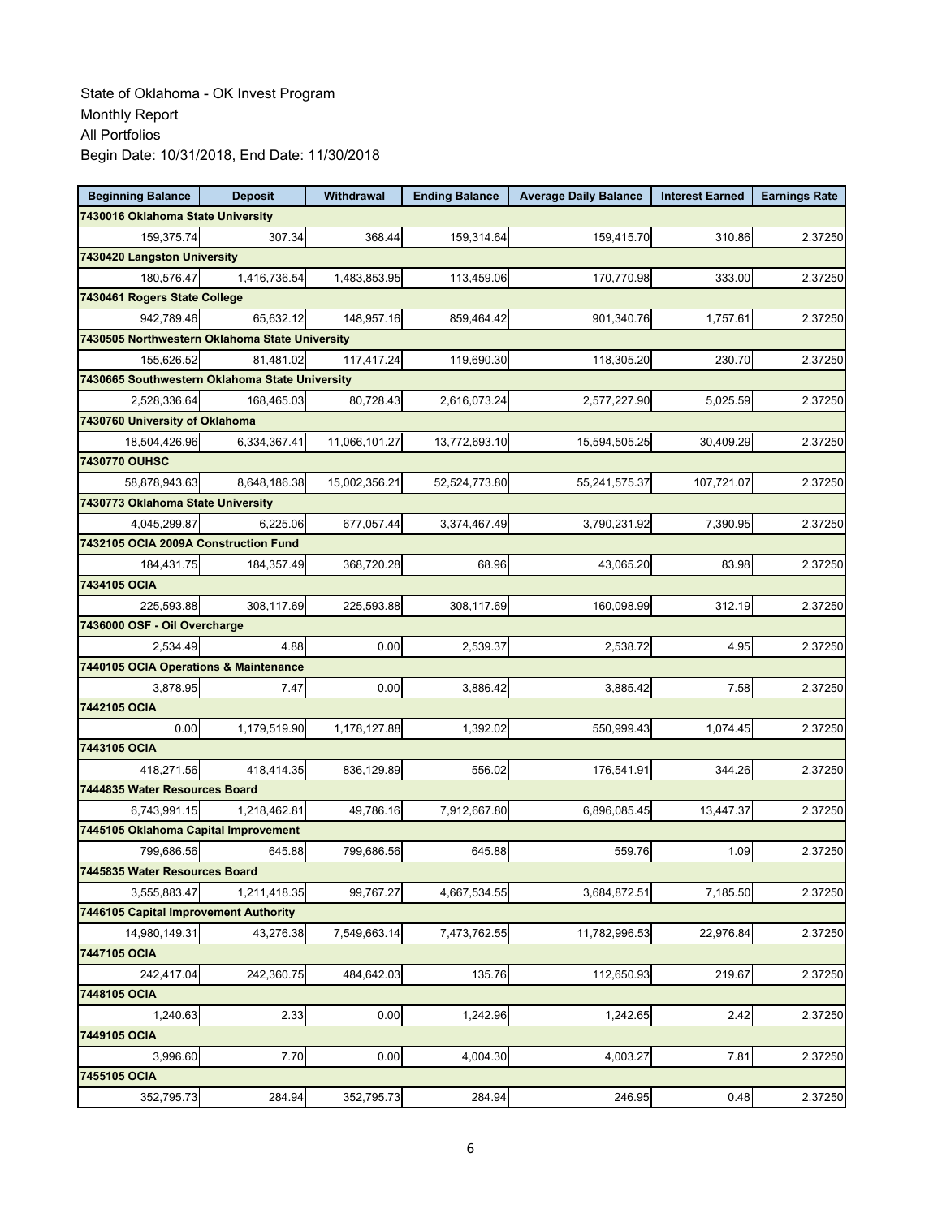State of Oklahoma - OK Invest Program
Monthly Report
All Portfolios
Begin Date: 10/31/2018, End Date: 11/30/2018

| Beginning Balance | Deposit | Withdrawal | Ending Balance | Average Daily Balance | Interest Earned | Earnings Rate |
|---|---|---|---|---|---|---|
| **7430016 Oklahoma State University** | | | | | | |
| 159,375.74 | 307.34 | 368.44 | 159,314.64 | 159,415.70 | 310.86 | 2.37250 |
| **7430420 Langston University** | | | | | | |
| 180,576.47 | 1,416,736.54 | 1,483,853.95 | 113,459.06 | 170,770.98 | 333.00 | 2.37250 |
| **7430461 Rogers State College** | | | | | | |
| 942,789.46 | 65,632.12 | 148,957.16 | 859,464.42 | 901,340.76 | 1,757.61 | 2.37250 |
| **7430505 Northwestern Oklahoma State University** | | | | | | |
| 155,626.52 | 81,481.02 | 117,417.24 | 119,690.30 | 118,305.20 | 230.70 | 2.37250 |
| **7430665 Southwestern Oklahoma State University** | | | | | | |
| 2,528,336.64 | 168,465.03 | 80,728.43 | 2,616,073.24 | 2,577,227.90 | 5,025.59 | 2.37250 |
| **7430760 University of Oklahoma** | | | | | | |
| 18,504,426.96 | 6,334,367.41 | 11,066,101.27 | 13,772,693.10 | 15,594,505.25 | 30,409.29 | 2.37250 |
| **7430770 OUHSC** | | | | | | |
| 58,878,943.63 | 8,648,186.38 | 15,002,356.21 | 52,524,773.80 | 55,241,575.37 | 107,721.07 | 2.37250 |
| **7430773 Oklahoma State University** | | | | | | |
| 4,045,299.87 | 6,225.06 | 677,057.44 | 3,374,467.49 | 3,790,231.92 | 7,390.95 | 2.37250 |
| **7432105 OCIA 2009A Construction Fund** | | | | | | |
| 184,431.75 | 184,357.49 | 368,720.28 | 68.96 | 43,065.20 | 83.98 | 2.37250 |
| **7434105 OCIA** | | | | | | |
| 225,593.88 | 308,117.69 | 225,593.88 | 308,117.69 | 160,098.99 | 312.19 | 2.37250 |
| **7436000 OSF - Oil Overcharge** | | | | | | |
| 2,534.49 | 4.88 | 0.00 | 2,539.37 | 2,538.72 | 4.95 | 2.37250 |
| **7440105 OCIA Operations & Maintenance** | | | | | | |
| 3,878.95 | 7.47 | 0.00 | 3,886.42 | 3,885.42 | 7.58 | 2.37250 |
| **7442105 OCIA** | | | | | | |
| 0.00 | 1,179,519.90 | 1,178,127.88 | 1,392.02 | 550,999.43 | 1,074.45 | 2.37250 |
| **7443105 OCIA** | | | | | | |
| 418,271.56 | 418,414.35 | 836,129.89 | 556.02 | 176,541.91 | 344.26 | 2.37250 |
| **7444835 Water Resources Board** | | | | | | |
| 6,743,991.15 | 1,218,462.81 | 49,786.16 | 7,912,667.80 | 6,896,085.45 | 13,447.37 | 2.37250 |
| **7445105 Oklahoma Capital Improvement** | | | | | | |
| 799,686.56 | 645.88 | 799,686.56 | 645.88 | 559.76 | 1.09 | 2.37250 |
| **7445835 Water Resources Board** | | | | | | |
| 3,555,883.47 | 1,211,418.35 | 99,767.27 | 4,667,534.55 | 3,684,872.51 | 7,185.50 | 2.37250 |
| **7446105 Capital Improvement Authority** | | | | | | |
| 14,980,149.31 | 43,276.38 | 7,549,663.14 | 7,473,762.55 | 11,782,996.53 | 22,976.84 | 2.37250 |
| **7447105 OCIA** | | | | | | |
| 242,417.04 | 242,360.75 | 484,642.03 | 135.76 | 112,650.93 | 219.67 | 2.37250 |
| **7448105 OCIA** | | | | | | |
| 1,240.63 | 2.33 | 0.00 | 1,242.96 | 1,242.65 | 2.42 | 2.37250 |
| **7449105 OCIA** | | | | | | |
| 3,996.60 | 7.70 | 0.00 | 4,004.30 | 4,003.27 | 7.81 | 2.37250 |
| **7455105 OCIA** | | | | | | |
| 352,795.73 | 284.94 | 352,795.73 | 284.94 | 246.95 | 0.48 | 2.37250 |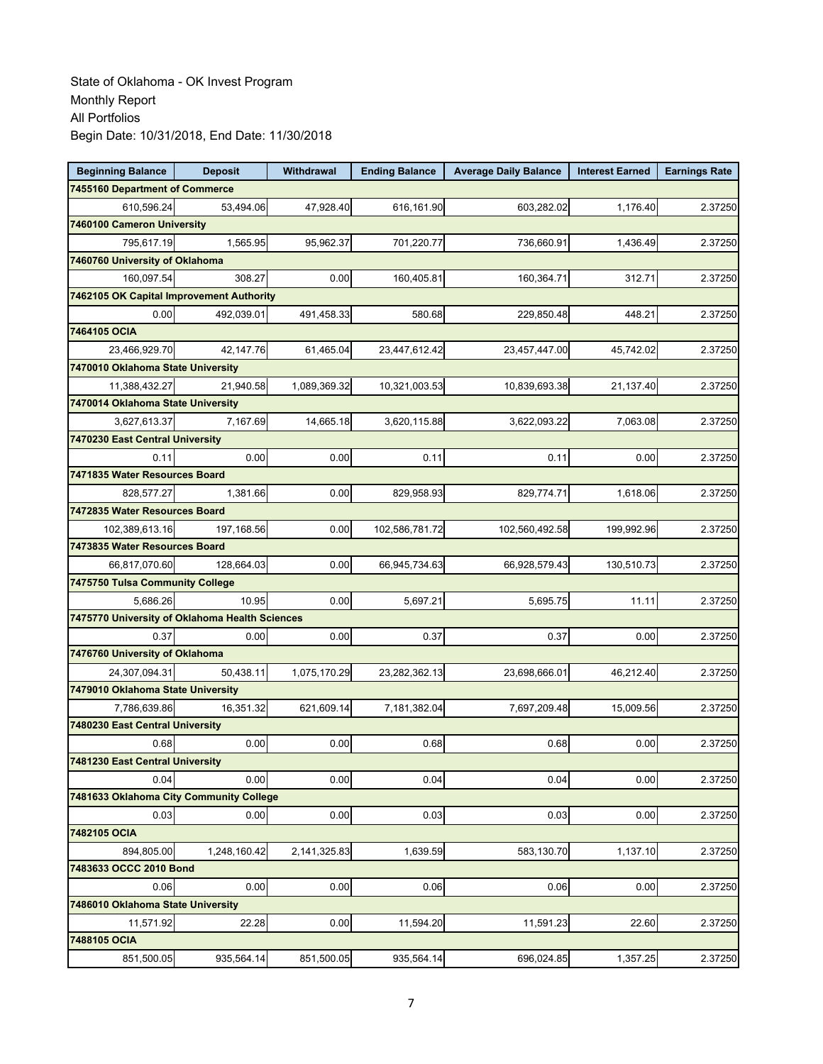State of Oklahoma - OK Invest Program
Monthly Report
All Portfolios
Begin Date: 10/31/2018, End Date: 11/30/2018

| Beginning Balance | Deposit | Withdrawal | Ending Balance | Average Daily Balance | Interest Earned | Earnings Rate |
|---|---|---|---|---|---|---|
| **7455160 Department of Commerce** | | | | | | |
| 610,596.24 | 53,494.06 | 47,928.40 | 616,161.90 | 603,282.02 | 1,176.40 | 2.37250 |
| **7460100 Cameron University** | | | | | | |
| 795,617.19 | 1,565.95 | 95,962.37 | 701,220.77 | 736,660.91 | 1,436.49 | 2.37250 |
| **7460760 University of Oklahoma** | | | | | | |
| 160,097.54 | 308.27 | 0.00 | 160,405.81 | 160,364.71 | 312.71 | 2.37250 |
| **7462105 OK Capital Improvement Authority** | | | | | | |
| 0.00 | 492,039.01 | 491,458.33 | 580.68 | 229,850.48 | 448.21 | 2.37250 |
| **7464105 OCIA** | | | | | | |
| 23,466,929.70 | 42,147.76 | 61,465.04 | 23,447,612.42 | 23,457,447.00 | 45,742.02 | 2.37250 |
| **7470010 Oklahoma State University** | | | | | | |
| 11,388,432.27 | 21,940.58 | 1,089,369.32 | 10,321,003.53 | 10,839,693.38 | 21,137.40 | 2.37250 |
| **7470014 Oklahoma State University** | | | | | | |
| 3,627,613.37 | 7,167.69 | 14,665.18 | 3,620,115.88 | 3,622,093.22 | 7,063.08 | 2.37250 |
| **7470230 East Central University** | | | | | | |
| 0.11 | 0.00 | 0.00 | 0.11 | 0.11 | 0.00 | 2.37250 |
| **7471835 Water Resources Board** | | | | | | |
| 828,577.27 | 1,381.66 | 0.00 | 829,958.93 | 829,774.71 | 1,618.06 | 2.37250 |
| **7472835 Water Resources Board** | | | | | | |
| 102,389,613.16 | 197,168.56 | 0.00 | 102,586,781.72 | 102,560,492.58 | 199,992.96 | 2.37250 |
| **7473835 Water Resources Board** | | | | | | |
| 66,817,070.60 | 128,664.03 | 0.00 | 66,945,734.63 | 66,928,579.43 | 130,510.73 | 2.37250 |
| **7475750 Tulsa Community College** | | | | | | |
| 5,686.26 | 10.95 | 0.00 | 5,697.21 | 5,695.75 | 11.11 | 2.37250 |
| **7475770 University of Oklahoma Health Sciences** | | | | | | |
| 0.37 | 0.00 | 0.00 | 0.37 | 0.37 | 0.00 | 2.37250 |
| **7476760 University of Oklahoma** | | | | | | |
| 24,307,094.31 | 50,438.11 | 1,075,170.29 | 23,282,362.13 | 23,698,666.01 | 46,212.40 | 2.37250 |
| **7479010 Oklahoma State University** | | | | | | |
| 7,786,639.86 | 16,351.32 | 621,609.14 | 7,181,382.04 | 7,697,209.48 | 15,009.56 | 2.37250 |
| **7480230 East Central University** | | | | | | |
| 0.68 | 0.00 | 0.00 | 0.68 | 0.68 | 0.00 | 2.37250 |
| **7481230 East Central University** | | | | | | |
| 0.04 | 0.00 | 0.00 | 0.04 | 0.04 | 0.00 | 2.37250 |
| **7481633 Oklahoma City Community College** | | | | | | |
| 0.03 | 0.00 | 0.00 | 0.03 | 0.03 | 0.00 | 2.37250 |
| **7482105 OCIA** | | | | | | |
| 894,805.00 | 1,248,160.42 | 2,141,325.83 | 1,639.59 | 583,130.70 | 1,137.10 | 2.37250 |
| **7483633 OCCC 2010 Bond** | | | | | | |
| 0.06 | 0.00 | 0.00 | 0.06 | 0.06 | 0.00 | 2.37250 |
| **7486010 Oklahoma State University** | | | | | | |
| 11,571.92 | 22.28 | 0.00 | 11,594.20 | 11,591.23 | 22.60 | 2.37250 |
| **7488105 OCIA** | | | | | | |
| 851,500.05 | 935,564.14 | 851,500.05 | 935,564.14 | 696,024.85 | 1,357.25 | 2.37250 |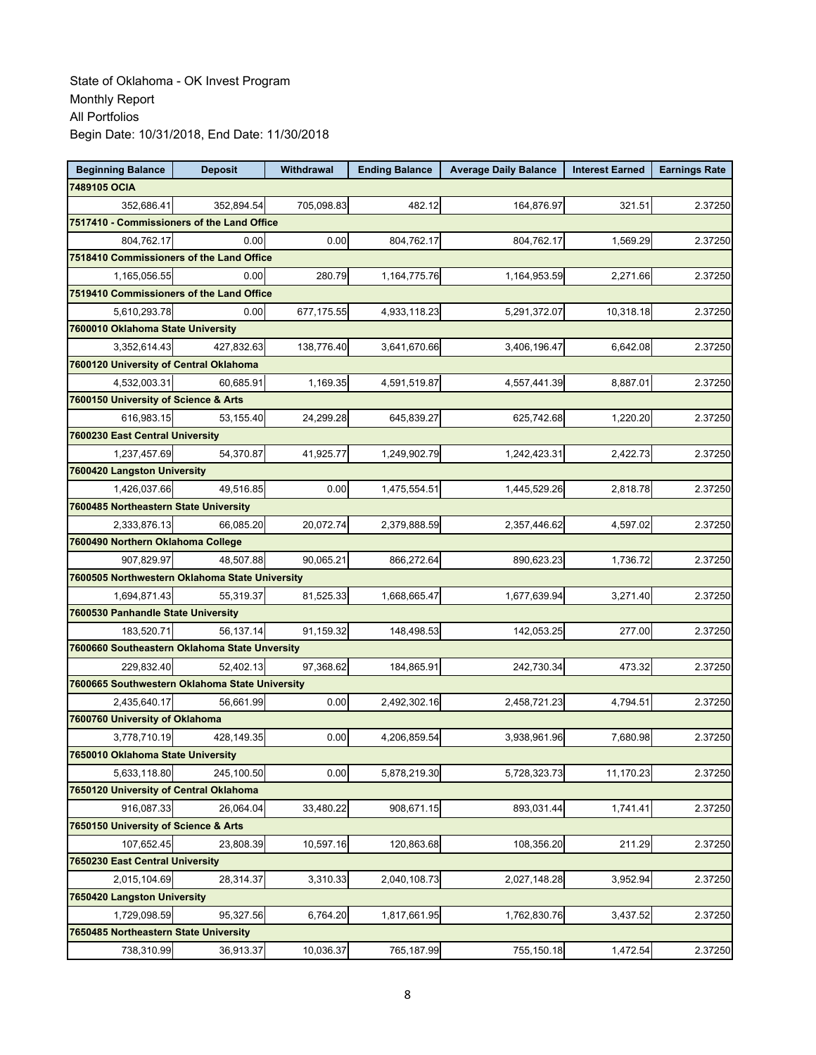State of Oklahoma - OK Invest Program
Monthly Report
All Portfolios
Begin Date: 10/31/2018, End Date: 11/30/2018

| Beginning Balance | Deposit | Withdrawal | Ending Balance | Average Daily Balance | Interest Earned | Earnings Rate |
|---|---|---|---|---|---|---|
| **7489105 OCIA** | | | | | | |
| 352,686.41 | 352,894.54 | 705,098.83 | 482.12 | 164,876.97 | 321.51 | 2.37250 |
| **7517410 - Commissioners of the Land Office** | | | | | | |
| 804,762.17 | 0.00 | 0.00 | 804,762.17 | 804,762.17 | 1,569.29 | 2.37250 |
| **7518410 Commissioners of the Land Office** | | | | | | |
| 1,165,056.55 | 0.00 | 280.79 | 1,164,775.76 | 1,164,953.59 | 2,271.66 | 2.37250 |
| **7519410 Commissioners of the Land Office** | | | | | | |
| 5,610,293.78 | 0.00 | 677,175.55 | 4,933,118.23 | 5,291,372.07 | 10,318.18 | 2.37250 |
| **7600010 Oklahoma State University** | | | | | | |
| 3,352,614.43 | 427,832.63 | 138,776.40 | 3,641,670.66 | 3,406,196.47 | 6,642.08 | 2.37250 |
| **7600120 University of Central Oklahoma** | | | | | | |
| 4,532,003.31 | 60,685.91 | 1,169.35 | 4,591,519.87 | 4,557,441.39 | 8,887.01 | 2.37250 |
| **7600150 University of Science & Arts** | | | | | | |
| 616,983.15 | 53,155.40 | 24,299.28 | 645,839.27 | 625,742.68 | 1,220.20 | 2.37250 |
| **7600230 East Central University** | | | | | | |
| 1,237,457.69 | 54,370.87 | 41,925.77 | 1,249,902.79 | 1,242,423.31 | 2,422.73 | 2.37250 |
| **7600420 Langston University** | | | | | | |
| 1,426,037.66 | 49,516.85 | 0.00 | 1,475,554.51 | 1,445,529.26 | 2,818.78 | 2.37250 |
| **7600485 Northeastern State University** | | | | | | |
| 2,333,876.13 | 66,085.20 | 20,072.74 | 2,379,888.59 | 2,357,446.62 | 4,597.02 | 2.37250 |
| **7600490 Northern Oklahoma College** | | | | | | |
| 907,829.97 | 48,507.88 | 90,065.21 | 866,272.64 | 890,623.23 | 1,736.72 | 2.37250 |
| **7600505 Northwestern Oklahoma State University** | | | | | | |
| 1,694,871.43 | 55,319.37 | 81,525.33 | 1,668,665.47 | 1,677,639.94 | 3,271.40 | 2.37250 |
| **7600530 Panhandle State University** | | | | | | |
| 183,520.71 | 56,137.14 | 91,159.32 | 148,498.53 | 142,053.25 | 277.00 | 2.37250 |
| **7600660 Southeastern Oklahoma State Unversity** | | | | | | |
| 229,832.40 | 52,402.13 | 97,368.62 | 184,865.91 | 242,730.34 | 473.32 | 2.37250 |
| **7600665 Southwestern Oklahoma State University** | | | | | | |
| 2,435,640.17 | 56,661.99 | 0.00 | 2,492,302.16 | 2,458,721.23 | 4,794.51 | 2.37250 |
| **7600760 University of Oklahoma** | | | | | | |
| 3,778,710.19 | 428,149.35 | 0.00 | 4,206,859.54 | 3,938,961.96 | 7,680.98 | 2.37250 |
| **7650010 Oklahoma State University** | | | | | | |
| 5,633,118.80 | 245,100.50 | 0.00 | 5,878,219.30 | 5,728,323.73 | 11,170.23 | 2.37250 |
| **7650120 University of Central Oklahoma** | | | | | | |
| 916,087.33 | 26,064.04 | 33,480.22 | 908,671.15 | 893,031.44 | 1,741.41 | 2.37250 |
| **7650150 University of Science & Arts** | | | | | | |
| 107,652.45 | 23,808.39 | 10,597.16 | 120,863.68 | 108,356.20 | 211.29 | 2.37250 |
| **7650230 East Central University** | | | | | | |
| 2,015,104.69 | 28,314.37 | 3,310.33 | 2,040,108.73 | 2,027,148.28 | 3,952.94 | 2.37250 |
| **7650420 Langston University** | | | | | | |
| 1,729,098.59 | 95,327.56 | 6,764.20 | 1,817,661.95 | 1,762,830.76 | 3,437.52 | 2.37250 |
| **7650485 Northeastern State University** | | | | | | |
| 738,310.99 | 36,913.37 | 10,036.37 | 765,187.99 | 755,150.18 | 1,472.54 | 2.37250 |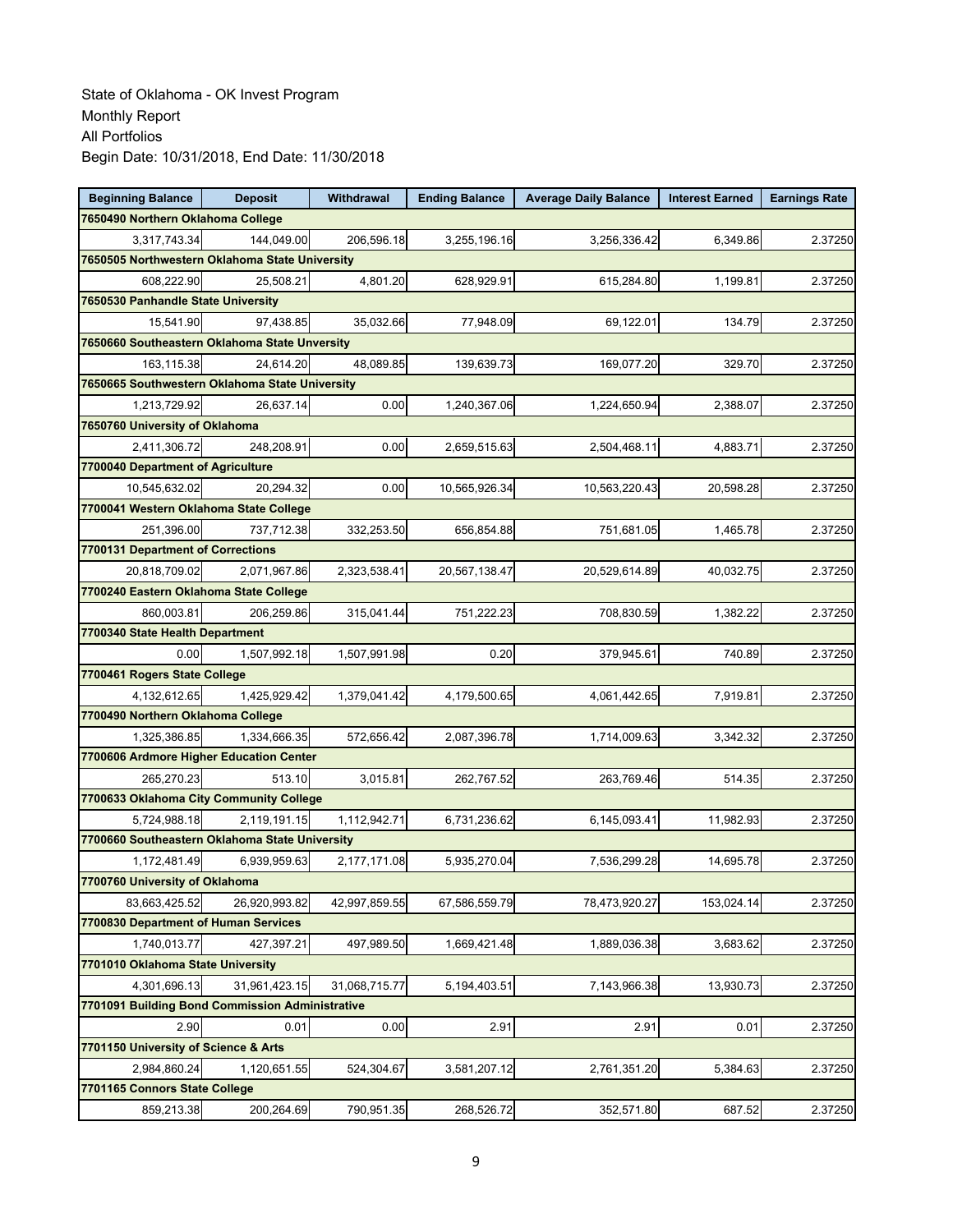State of Oklahoma - OK Invest Program
Monthly Report
All Portfolios
Begin Date: 10/31/2018, End Date: 11/30/2018

| Beginning Balance | Deposit | Withdrawal | Ending Balance | Average Daily Balance | Interest Earned | Earnings Rate |
|---|---|---|---|---|---|---|
| **7650490 Northern Oklahoma College** | | | | | | |
| 3,317,743.34 | 144,049.00 | 206,596.18 | 3,255,196.16 | 3,256,336.42 | 6,349.86 | 2.37250 |
| **7650505 Northwestern Oklahoma State University** | | | | | | |
| 608,222.90 | 25,508.21 | 4,801.20 | 628,929.91 | 615,284.80 | 1,199.81 | 2.37250 |
| **7650530 Panhandle State University** | | | | | | |
| 15,541.90 | 97,438.85 | 35,032.66 | 77,948.09 | 69,122.01 | 134.79 | 2.37250 |
| **7650660 Southeastern Oklahoma State Unversity** | | | | | | |
| 163,115.38 | 24,614.20 | 48,089.85 | 139,639.73 | 169,077.20 | 329.70 | 2.37250 |
| **7650665 Southwestern Oklahoma State University** | | | | | | |
| 1,213,729.92 | 26,637.14 | 0.00 | 1,240,367.06 | 1,224,650.94 | 2,388.07 | 2.37250 |
| **7650760 University of Oklahoma** | | | | | | |
| 2,411,306.72 | 248,208.91 | 0.00 | 2,659,515.63 | 2,504,468.11 | 4,883.71 | 2.37250 |
| **7700040 Department of Agriculture** | | | | | | |
| 10,545,632.02 | 20,294.32 | 0.00 | 10,565,926.34 | 10,563,220.43 | 20,598.28 | 2.37250 |
| **7700041 Western Oklahoma State College** | | | | | | |
| 251,396.00 | 737,712.38 | 332,253.50 | 656,854.88 | 751,681.05 | 1,465.78 | 2.37250 |
| **7700131 Department of Corrections** | | | | | | |
| 20,818,709.02 | 2,071,967.86 | 2,323,538.41 | 20,567,138.47 | 20,529,614.89 | 40,032.75 | 2.37250 |
| **7700240 Eastern Oklahoma State College** | | | | | | |
| 860,003.81 | 206,259.86 | 315,041.44 | 751,222.23 | 708,830.59 | 1,382.22 | 2.37250 |
| **7700340 State Health Department** | | | | | | |
| 0.00 | 1,507,992.18 | 1,507,991.98 | 0.20 | 379,945.61 | 740.89 | 2.37250 |
| **7700461 Rogers State College** | | | | | | |
| 4,132,612.65 | 1,425,929.42 | 1,379,041.42 | 4,179,500.65 | 4,061,442.65 | 7,919.81 | 2.37250 |
| **7700490 Northern Oklahoma College** | | | | | | |
| 1,325,386.85 | 1,334,666.35 | 572,656.42 | 2,087,396.78 | 1,714,009.63 | 3,342.32 | 2.37250 |
| **7700606 Ardmore Higher Education Center** | | | | | | |
| 265,270.23 | 513.10 | 3,015.81 | 262,767.52 | 263,769.46 | 514.35 | 2.37250 |
| **7700633 Oklahoma City Community College** | | | | | | |
| 5,724,988.18 | 2,119,191.15 | 1,112,942.71 | 6,731,236.62 | 6,145,093.41 | 11,982.93 | 2.37250 |
| **7700660 Southeastern Oklahoma State University** | | | | | | |
| 1,172,481.49 | 6,939,959.63 | 2,177,171.08 | 5,935,270.04 | 7,536,299.28 | 14,695.78 | 2.37250 |
| **7700760 University of Oklahoma** | | | | | | |
| 83,663,425.52 | 26,920,993.82 | 42,997,859.55 | 67,586,559.79 | 78,473,920.27 | 153,024.14 | 2.37250 |
| **7700830 Department of Human Services** | | | | | | |
| 1,740,013.77 | 427,397.21 | 497,989.50 | 1,669,421.48 | 1,889,036.38 | 3,683.62 | 2.37250 |
| **7701010 Oklahoma State University** | | | | | | |
| 4,301,696.13 | 31,961,423.15 | 31,068,715.77 | 5,194,403.51 | 7,143,966.38 | 13,930.73 | 2.37250 |
| **7701091 Building Bond Commission Administrative** | | | | | | |
| 2.90 | 0.01 | 0.00 | 2.91 | 2.91 | 0.01 | 2.37250 |
| **7701150 University of Science & Arts** | | | | | | |
| 2,984,860.24 | 1,120,651.55 | 524,304.67 | 3,581,207.12 | 2,761,351.20 | 5,384.63 | 2.37250 |
| **7701165 Connors State College** | | | | | | |
| 859,213.38 | 200,264.69 | 790,951.35 | 268,526.72 | 352,571.80 | 687.52 | 2.37250 |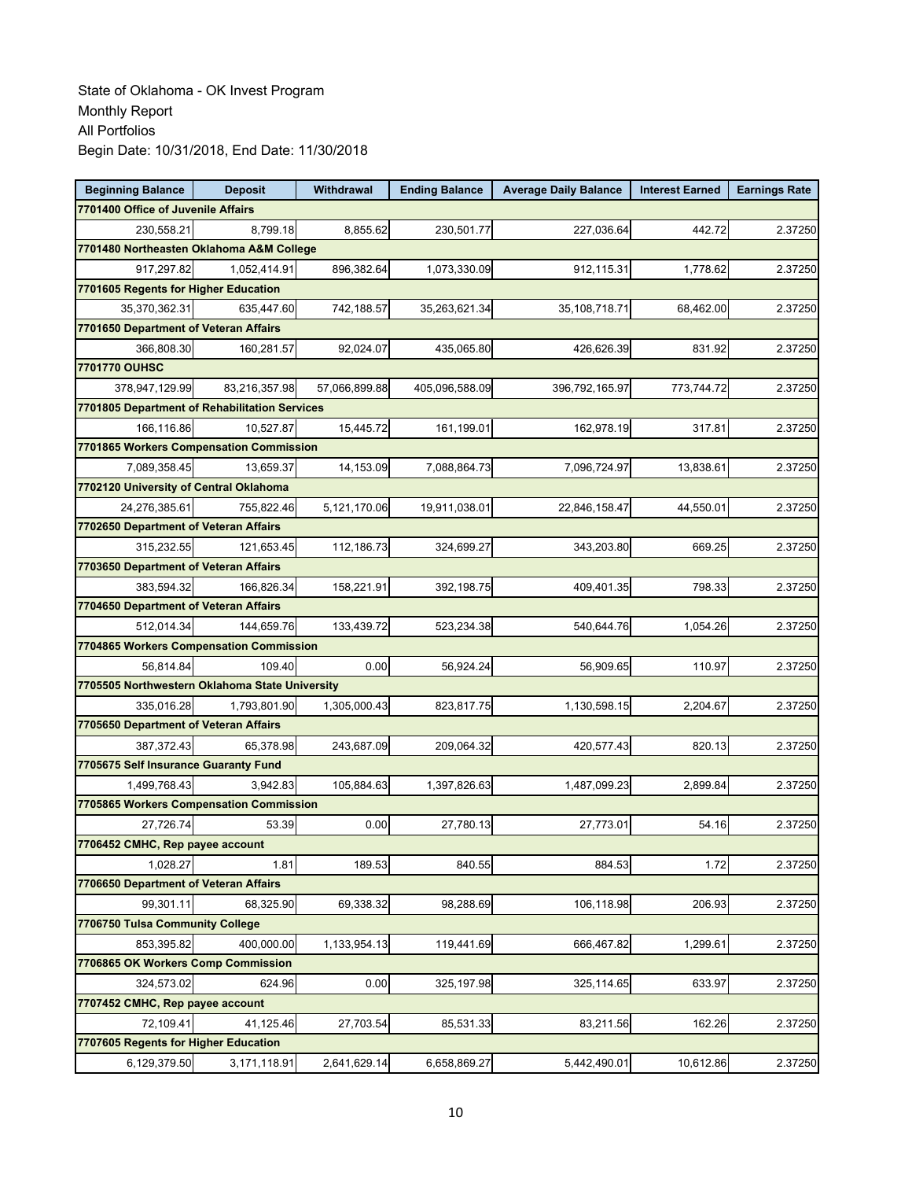State of Oklahoma - OK Invest Program
Monthly Report
All Portfolios
Begin Date: 10/31/2018, End Date: 11/30/2018

| Beginning Balance | Deposit | Withdrawal | Ending Balance | Average Daily Balance | Interest Earned | Earnings Rate |
|---|---|---|---|---|---|---|
| **7701400 Office of Juvenile Affairs** | | | | | | |
| 230,558.21 | 8,799.18 | 8,855.62 | 230,501.77 | 227,036.64 | 442.72 | 2.37250 |
| **7701480 Northeasten Oklahoma A&M College** | | | | | | |
| 917,297.82 | 1,052,414.91 | 896,382.64 | 1,073,330.09 | 912,115.31 | 1,778.62 | 2.37250 |
| **7701605 Regents for Higher Education** | | | | | | |
| 35,370,362.31 | 635,447.60 | 742,188.57 | 35,263,621.34 | 35,108,718.71 | 68,462.00 | 2.37250 |
| **7701650 Department of Veteran Affairs** | | | | | | |
| 366,808.30 | 160,281.57 | 92,024.07 | 435,065.80 | 426,626.39 | 831.92 | 2.37250 |
| **7701770 OUHSC** | | | | | | |
| 378,947,129.99 | 83,216,357.98 | 57,066,899.88 | 405,096,588.09 | 396,792,165.97 | 773,744.72 | 2.37250 |
| **7701805 Department of Rehabilitation Services** | | | | | | |
| 166,116.86 | 10,527.87 | 15,445.72 | 161,199.01 | 162,978.19 | 317.81 | 2.37250 |
| **7701865 Workers Compensation Commission** | | | | | | |
| 7,089,358.45 | 13,659.37 | 14,153.09 | 7,088,864.73 | 7,096,724.97 | 13,838.61 | 2.37250 |
| **7702120 University of Central Oklahoma** | | | | | | |
| 24,276,385.61 | 755,822.46 | 5,121,170.06 | 19,911,038.01 | 22,846,158.47 | 44,550.01 | 2.37250 |
| **7702650 Department of Veteran Affairs** | | | | | | |
| 315,232.55 | 121,653.45 | 112,186.73 | 324,699.27 | 343,203.80 | 669.25 | 2.37250 |
| **7703650 Department of Veteran Affairs** | | | | | | |
| 383,594.32 | 166,826.34 | 158,221.91 | 392,198.75 | 409,401.35 | 798.33 | 2.37250 |
| **7704650 Department of Veteran Affairs** | | | | | | |
| 512,014.34 | 144,659.76 | 133,439.72 | 523,234.38 | 540,644.76 | 1,054.26 | 2.37250 |
| **7704865 Workers Compensation Commission** | | | | | | |
| 56,814.84 | 109.40 | 0.00 | 56,924.24 | 56,909.65 | 110.97 | 2.37250 |
| **7705505 Northwestern Oklahoma State University** | | | | | | |
| 335,016.28 | 1,793,801.90 | 1,305,000.43 | 823,817.75 | 1,130,598.15 | 2,204.67 | 2.37250 |
| **7705650 Department of Veteran Affairs** | | | | | | |
| 387,372.43 | 65,378.98 | 243,687.09 | 209,064.32 | 420,577.43 | 820.13 | 2.37250 |
| **7705675 Self Insurance Guaranty Fund** | | | | | | |
| 1,499,768.43 | 3,942.83 | 105,884.63 | 1,397,826.63 | 1,487,099.23 | 2,899.84 | 2.37250 |
| **7705865 Workers Compensation Commission** | | | | | | |
| 27,726.74 | 53.39 | 0.00 | 27,780.13 | 27,773.01 | 54.16 | 2.37250 |
| **7706452 CMHC, Rep payee account** | | | | | | |
| 1,028.27 | 1.81 | 189.53 | 840.55 | 884.53 | 1.72 | 2.37250 |
| **7706650 Department of Veteran Affairs** | | | | | | |
| 99,301.11 | 68,325.90 | 69,338.32 | 98,288.69 | 106,118.98 | 206.93 | 2.37250 |
| **7706750 Tulsa Community College** | | | | | | |
| 853,395.82 | 400,000.00 | 1,133,954.13 | 119,441.69 | 666,467.82 | 1,299.61 | 2.37250 |
| **7706865 OK Workers Comp Commission** | | | | | | |
| 324,573.02 | 624.96 | 0.00 | 325,197.98 | 325,114.65 | 633.97 | 2.37250 |
| **7707452 CMHC, Rep payee account** | | | | | | |
| 72,109.41 | 41,125.46 | 27,703.54 | 85,531.33 | 83,211.56 | 162.26 | 2.37250 |
| **7707605 Regents for Higher Education** | | | | | | |
| 6,129,379.50 | 3,171,118.91 | 2,641,629.14 | 6,658,869.27 | 5,442,490.01 | 10,612.86 | 2.37250 |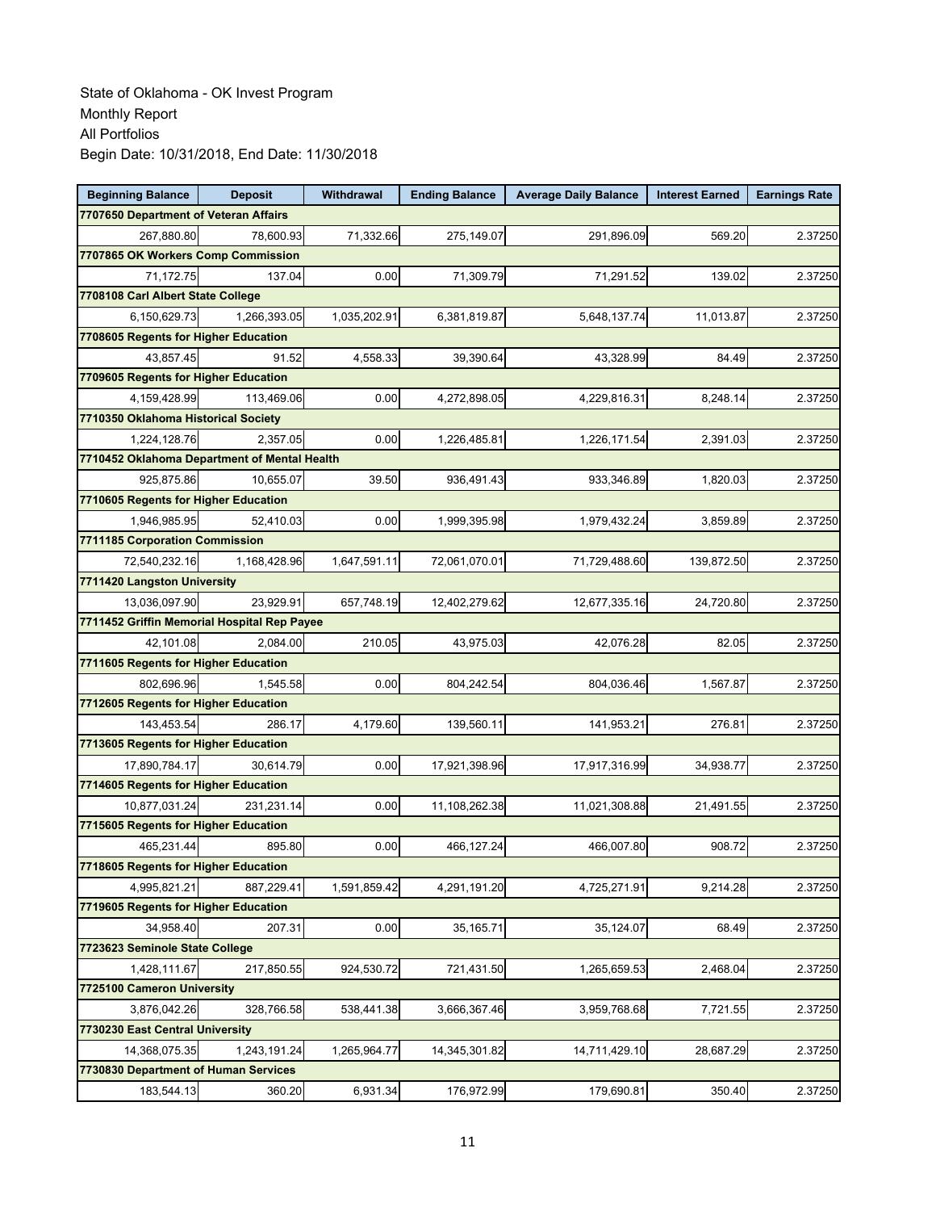State of Oklahoma - OK Invest Program
Monthly Report
All Portfolios
Begin Date: 10/31/2018, End Date: 11/30/2018

| Beginning Balance | Deposit | Withdrawal | Ending Balance | Average Daily Balance | Interest Earned | Earnings Rate |
|---|---|---|---|---|---|---|
| **7707650 Department of Veteran Affairs** | | | | | | |
| 267,880.80 | 78,600.93 | 71,332.66 | 275,149.07 | 291,896.09 | 569.20 | 2.37250 |
| **7707865 OK Workers Comp Commission** | | | | | | |
| 71,172.75 | 137.04 | 0.00 | 71,309.79 | 71,291.52 | 139.02 | 2.37250 |
| **7708108 Carl Albert State College** | | | | | | |
| 6,150,629.73 | 1,266,393.05 | 1,035,202.91 | 6,381,819.87 | 5,648,137.74 | 11,013.87 | 2.37250 |
| **7708605 Regents for Higher Education** | | | | | | |
| 43,857.45 | 91.52 | 4,558.33 | 39,390.64 | 43,328.99 | 84.49 | 2.37250 |
| **7709605 Regents for Higher Education** | | | | | | |
| 4,159,428.99 | 113,469.06 | 0.00 | 4,272,898.05 | 4,229,816.31 | 8,248.14 | 2.37250 |
| **7710350 Oklahoma Historical Society** | | | | | | |
| 1,224,128.76 | 2,357.05 | 0.00 | 1,226,485.81 | 1,226,171.54 | 2,391.03 | 2.37250 |
| **7710452 Oklahoma Department of Mental Health** | | | | | | |
| 925,875.86 | 10,655.07 | 39.50 | 936,491.43 | 933,346.89 | 1,820.03 | 2.37250 |
| **7710605 Regents for Higher Education** | | | | | | |
| 1,946,985.95 | 52,410.03 | 0.00 | 1,999,395.98 | 1,979,432.24 | 3,859.89 | 2.37250 |
| **7711185 Corporation Commission** | | | | | | |
| 72,540,232.16 | 1,168,428.96 | 1,647,591.11 | 72,061,070.01 | 71,729,488.60 | 139,872.50 | 2.37250 |
| **7711420 Langston University** | | | | | | |
| 13,036,097.90 | 23,929.91 | 657,748.19 | 12,402,279.62 | 12,677,335.16 | 24,720.80 | 2.37250 |
| **7711452 Griffin Memorial Hospital Rep Payee** | | | | | | |
| 42,101.08 | 2,084.00 | 210.05 | 43,975.03 | 42,076.28 | 82.05 | 2.37250 |
| **7711605 Regents for Higher Education** | | | | | | |
| 802,696.96 | 1,545.58 | 0.00 | 804,242.54 | 804,036.46 | 1,567.87 | 2.37250 |
| **7712605 Regents for Higher Education** | | | | | | |
| 143,453.54 | 286.17 | 4,179.60 | 139,560.11 | 141,953.21 | 276.81 | 2.37250 |
| **7713605 Regents for Higher Education** | | | | | | |
| 17,890,784.17 | 30,614.79 | 0.00 | 17,921,398.96 | 17,917,316.99 | 34,938.77 | 2.37250 |
| **7714605 Regents for Higher Education** | | | | | | |
| 10,877,031.24 | 231,231.14 | 0.00 | 11,108,262.38 | 11,021,308.88 | 21,491.55 | 2.37250 |
| **7715605 Regents for Higher Education** | | | | | | |
| 465,231.44 | 895.80 | 0.00 | 466,127.24 | 466,007.80 | 908.72 | 2.37250 |
| **7718605 Regents for Higher Education** | | | | | | |
| 4,995,821.21 | 887,229.41 | 1,591,859.42 | 4,291,191.20 | 4,725,271.91 | 9,214.28 | 2.37250 |
| **7719605 Regents for Higher Education** | | | | | | |
| 34,958.40 | 207.31 | 0.00 | 35,165.71 | 35,124.07 | 68.49 | 2.37250 |
| **7723623 Seminole State College** | | | | | | |
| 1,428,111.67 | 217,850.55 | 924,530.72 | 721,431.50 | 1,265,659.53 | 2,468.04 | 2.37250 |
| **7725100 Cameron University** | | | | | | |
| 3,876,042.26 | 328,766.58 | 538,441.38 | 3,666,367.46 | 3,959,768.68 | 7,721.55 | 2.37250 |
| **7730230 East Central University** | | | | | | |
| 14,368,075.35 | 1,243,191.24 | 1,265,964.77 | 14,345,301.82 | 14,711,429.10 | 28,687.29 | 2.37250 |
| **7730830 Department of Human Services** | | | | | | |
| 183,544.13 | 360.20 | 6,931.34 | 176,972.99 | 179,690.81 | 350.40 | 2.37250 |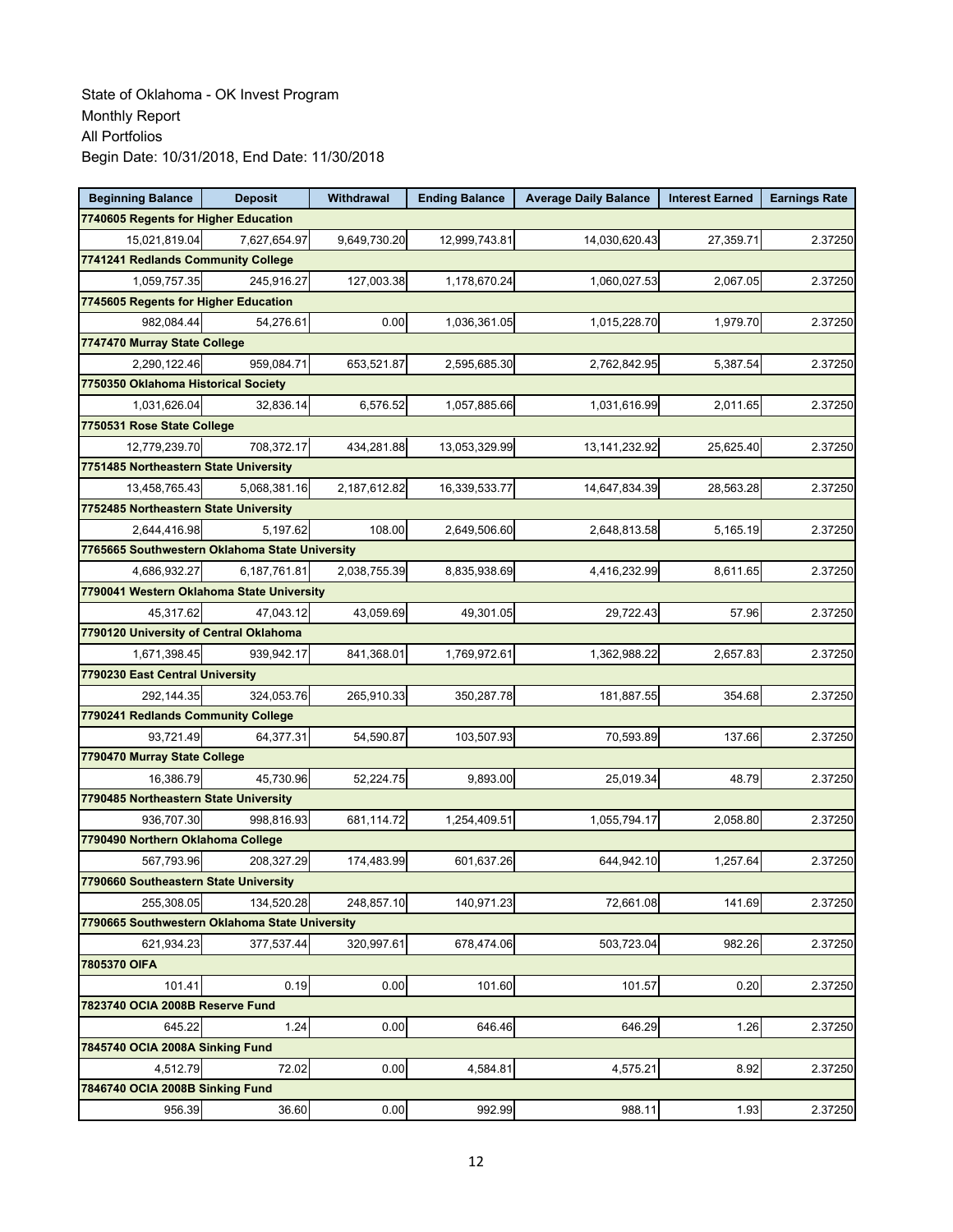State of Oklahoma - OK Invest Program
Monthly Report
All Portfolios
Begin Date: 10/31/2018, End Date: 11/30/2018

| Beginning Balance | Deposit | Withdrawal | Ending Balance | Average Daily Balance | Interest Earned | Earnings Rate |
|---|---|---|---|---|---|---|
| **7740605 Regents for Higher Education** | | | | | | |
| 15,021,819.04 | 7,627,654.97 | 9,649,730.20 | 12,999,743.81 | 14,030,620.43 | 27,359.71 | 2.37250 |
| **7741241 Redlands Community College** | | | | | | |
| 1,059,757.35 | 245,916.27 | 127,003.38 | 1,178,670.24 | 1,060,027.53 | 2,067.05 | 2.37250 |
| **7745605 Regents for Higher Education** | | | | | | |
| 982,084.44 | 54,276.61 | 0.00 | 1,036,361.05 | 1,015,228.70 | 1,979.70 | 2.37250 |
| **7747470 Murray State College** | | | | | | |
| 2,290,122.46 | 959,084.71 | 653,521.87 | 2,595,685.30 | 2,762,842.95 | 5,387.54 | 2.37250 |
| **7750350 Oklahoma Historical Society** | | | | | | |
| 1,031,626.04 | 32,836.14 | 6,576.52 | 1,057,885.66 | 1,031,616.99 | 2,011.65 | 2.37250 |
| **7750531 Rose State College** | | | | | | |
| 12,779,239.70 | 708,372.17 | 434,281.88 | 13,053,329.99 | 13,141,232.92 | 25,625.40 | 2.37250 |
| **7751485 Northeastern State University** | | | | | | |
| 13,458,765.43 | 5,068,381.16 | 2,187,612.82 | 16,339,533.77 | 14,647,834.39 | 28,563.28 | 2.37250 |
| **7752485 Northeastern State University** | | | | | | |
| 2,644,416.98 | 5,197.62 | 108.00 | 2,649,506.60 | 2,648,813.58 | 5,165.19 | 2.37250 |
| **7765665 Southwestern Oklahoma State University** | | | | | | |
| 4,686,932.27 | 6,187,761.81 | 2,038,755.39 | 8,835,938.69 | 4,416,232.99 | 8,611.65 | 2.37250 |
| **7790041 Western Oklahoma State University** | | | | | | |
| 45,317.62 | 47,043.12 | 43,059.69 | 49,301.05 | 29,722.43 | 57.96 | 2.37250 |
| **7790120 University of Central Oklahoma** | | | | | | |
| 1,671,398.45 | 939,942.17 | 841,368.01 | 1,769,972.61 | 1,362,988.22 | 2,657.83 | 2.37250 |
| **7790230 East Central University** | | | | | | |
| 292,144.35 | 324,053.76 | 265,910.33 | 350,287.78 | 181,887.55 | 354.68 | 2.37250 |
| **7790241 Redlands Community College** | | | | | | |
| 93,721.49 | 64,377.31 | 54,590.87 | 103,507.93 | 70,593.89 | 137.66 | 2.37250 |
| **7790470 Murray State College** | | | | | | |
| 16,386.79 | 45,730.96 | 52,224.75 | 9,893.00 | 25,019.34 | 48.79 | 2.37250 |
| **7790485 Northeastern State University** | | | | | | |
| 936,707.30 | 998,816.93 | 681,114.72 | 1,254,409.51 | 1,055,794.17 | 2,058.80 | 2.37250 |
| **7790490 Northern Oklahoma College** | | | | | | |
| 567,793.96 | 208,327.29 | 174,483.99 | 601,637.26 | 644,942.10 | 1,257.64 | 2.37250 |
| **7790660 Southeastern State University** | | | | | | |
| 255,308.05 | 134,520.28 | 248,857.10 | 140,971.23 | 72,661.08 | 141.69 | 2.37250 |
| **7790665 Southwestern Oklahoma State University** | | | | | | |
| 621,934.23 | 377,537.44 | 320,997.61 | 678,474.06 | 503,723.04 | 982.26 | 2.37250 |
| **7805370 OIFA** | | | | | | |
| 101.41 | 0.19 | 0.00 | 101.60 | 101.57 | 0.20 | 2.37250 |
| **7823740 OCIA 2008B Reserve Fund** | | | | | | |
| 645.22 | 1.24 | 0.00 | 646.46 | 646.29 | 1.26 | 2.37250 |
| **7845740 OCIA 2008A Sinking Fund** | | | | | | |
| 4,512.79 | 72.02 | 0.00 | 4,584.81 | 4,575.21 | 8.92 | 2.37250 |
| **7846740 OCIA 2008B Sinking Fund** | | | | | | |
| 956.39 | 36.60 | 0.00 | 992.99 | 988.11 | 1.93 | 2.37250 |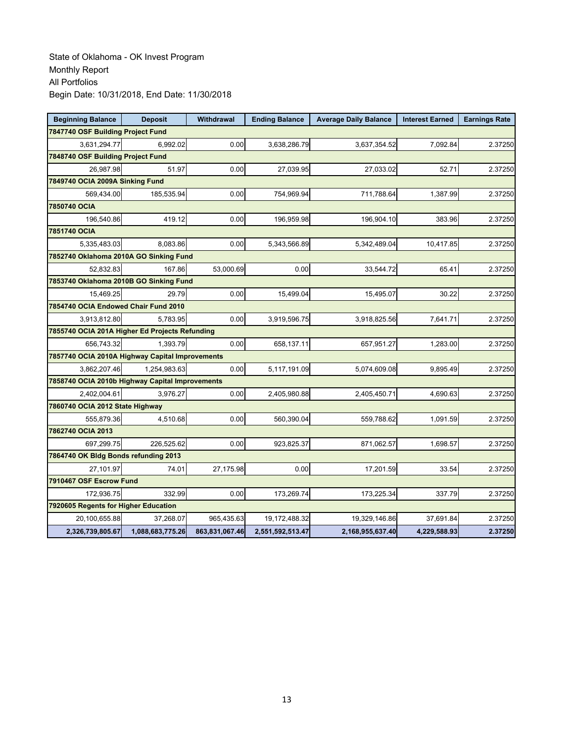State of Oklahoma - OK Invest Program
Monthly Report
All Portfolios
Begin Date: 10/31/2018, End Date: 11/30/2018

| Beginning Balance | Deposit | Withdrawal | Ending Balance | Average Daily Balance | Interest Earned | Earnings Rate |
|---|---|---|---|---|---|---|
| **7847740 OSF Building Project Fund** | | | | | | |
| 3,631,294.77 | 6,992.02 | 0.00 | 3,638,286.79 | 3,637,354.52 | 7,092.84 | 2.37250 |
| **7848740 OSF Building Project Fund** | | | | | | |
| 26,987.98 | 51.97 | 0.00 | 27,039.95 | 27,033.02 | 52.71 | 2.37250 |
| **7849740 OCIA 2009A Sinking Fund** | | | | | | |
| 569,434.00 | 185,535.94 | 0.00 | 754,969.94 | 711,788.64 | 1,387.99 | 2.37250 |
| **7850740 OCIA** | | | | | | |
| 196,540.86 | 419.12 | 0.00 | 196,959.98 | 196,904.10 | 383.96 | 2.37250 |
| **7851740 OCIA** | | | | | | |
| 5,335,483.03 | 8,083.86 | 0.00 | 5,343,566.89 | 5,342,489.04 | 10,417.85 | 2.37250 |
| **7852740 Oklahoma 2010A GO Sinking Fund** | | | | | | |
| 52,832.83 | 167.86 | 53,000.69 | 0.00 | 33,544.72 | 65.41 | 2.37250 |
| **7853740 Oklahoma 2010B GO Sinking Fund** | | | | | | |
| 15,469.25 | 29.79 | 0.00 | 15,499.04 | 15,495.07 | 30.22 | 2.37250 |
| **7854740 OCIA Endowed Chair Fund 2010** | | | | | | |
| 3,913,812.80 | 5,783.95 | 0.00 | 3,919,596.75 | 3,918,825.56 | 7,641.71 | 2.37250 |
| **7855740 OCIA 201A Higher Ed Projects Refunding** | | | | | | |
| 656,743.32 | 1,393.79 | 0.00 | 658,137.11 | 657,951.27 | 1,283.00 | 2.37250 |
| **7857740 OCIA 2010A Highway Capital Improvements** | | | | | | |
| 3,862,207.46 | 1,254,983.63 | 0.00 | 5,117,191.09 | 5,074,609.08 | 9,895.49 | 2.37250 |
| **7858740 OCIA 2010b Highway Capital Improvements** | | | | | | |
| 2,402,004.61 | 3,976.27 | 0.00 | 2,405,980.88 | 2,405,450.71 | 4,690.63 | 2.37250 |
| **7860740 OCIA 2012 State Highway** | | | | | | |
| 555,879.36 | 4,510.68 | 0.00 | 560,390.04 | 559,788.62 | 1,091.59 | 2.37250 |
| **7862740 OCIA 2013** | | | | | | |
| 697,299.75 | 226,525.62 | 0.00 | 923,825.37 | 871,062.57 | 1,698.57 | 2.37250 |
| **7864740 OK Bldg Bonds refunding 2013** | | | | | | |
| 27,101.97 | 74.01 | 27,175.98 | 0.00 | 17,201.59 | 33.54 | 2.37250 |
| **7910467 OSF Escrow Fund** | | | | | | |
| 172,936.75 | 332.99 | 0.00 | 173,269.74 | 173,225.34 | 337.79 | 2.37250 |
| **7920605 Regents for Higher Education** | | | | | | |
| 20,100,655.88 | 37,268.07 | 965,435.63 | 19,172,488.32 | 19,329,146.86 | 37,691.84 | 2.37250 |
| **2,326,739,805.67** | **1,088,683,775.26** | **863,831,067.46** | **2,551,592,513.47** | **2,168,955,637.40** | **4,229,588.93** | **2.37250** |